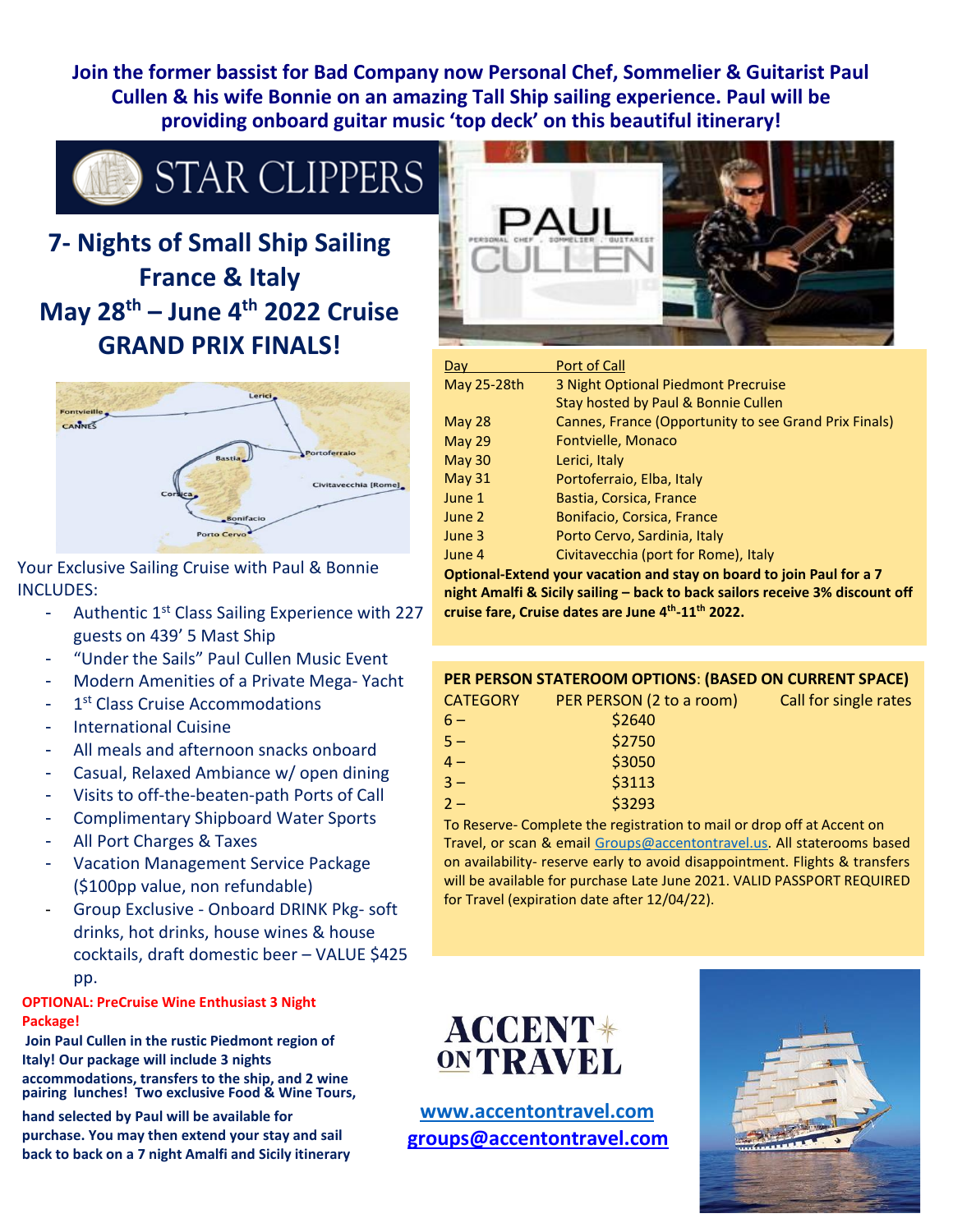**Join the former bassist for Bad Company now Personal Chef, Sommelier & Guitarist Paul Cullen & his wife Bonnie on an amazing Tall Ship sailing experience. Paul will be providing onboard guitar music 'top deck' on this beautiful itinerary!**

STAR CLIPPERS

# 7- Nights of Small Ship Sailing France & Italy May 28th – June 4th 2022 Cruise GRAND PRIX FINALS!

Your Exclusive Sailing Cruise with Paul & Bonnie INCLUDES:

- Authentic 1st Class Sailing Experience with 227 guests on 439' 5 Mast Ship
- "Under the Sails" Paul Cullen Music Event
- Modern Amenities of a Private Mega- Yacht
- 1st Class Cruise Accommodations
- International Cuisine
- All meals and afternoon snacks onboard
- Casual, Relaxed Ambiance w/ open dining
- Visits to off-the-beaten-path Ports of Call
- Complimentary Shipboard Water Sports
- All Port Charges & Taxes
- Vacation Management Service Package ($100pp value, non refundable)
- Group Exclusive - Onboard DRINK Pkg- soft drinks, hot drinks, house wines & house cocktails, draft domestic beer – VALUE $425 pp.

**OPTIONAL: PreCruise Wine Enthusiast 3 Night Package!**

**Join Paul Cullen in the rustic Piedmont region of Italy! Our package will include 3 nights accommodations, transfers to the ship, and 2 wine pairing lunches! Two exclusive Food & Wine Tours, hand selected by Paul will be available for purchase. You may then extend your stay and sail back to back on a 7 night Amalfi and Sicily itinerary**

| Day | Port of Call |
|---|---|
| May 25-28th | 3 Night Optional Piedmont Precruise Stay hosted by Paul & Bonnie Cullen |
| May 28 | Cannes, France (Opportunity to see Grand Prix Finals) |
| May 29 | Fontvielle, Monaco |
| May 30 | Lerici, Italy |
| May 31 | Portoferraio, Elba, Italy |
| June 1 | Bastia, Corsica, France |
| June 2 | Bonifacio, Corsica, France |
| June 3 | Porto Cervo, Sardinia, Italy |
| June 4 | Civitavecchia (port for Rome), Italy |

**Optional-Extend your vacation and stay on board to join Paul for a 7 night Amalfi & Sicily sailing – back to back sailors receive 3% discount off cruise fare, Cruise dates are June 4th-11th 2022.**

**PER PERSON STATEROOM OPTIONS: (BASED ON CURRENT SPACE)**

| CATEGORY | PER PERSON (2 to a room) | Call for single rates |
|---|---|---|
| 6 – | $2640 | |
| 5 – | $2750 | |
| 4 – | $3050 | |
| 3 – | $3113 | |
| 2 – | $3293 | |

To Reserve- Complete the registration to mail or drop off at Accent on Travel, or scan & email Groups@accentontravel.us. All staterooms based on availability- reserve early to avoid disappointment. Flights & transfers will be available for purchase Late June 2021. VALID PASSPORT REQUIRED for Travel (expiration date after 12/04/22).

ACCENT ON TRAVEL

www.accentontravel.com

groups@accentontravel.com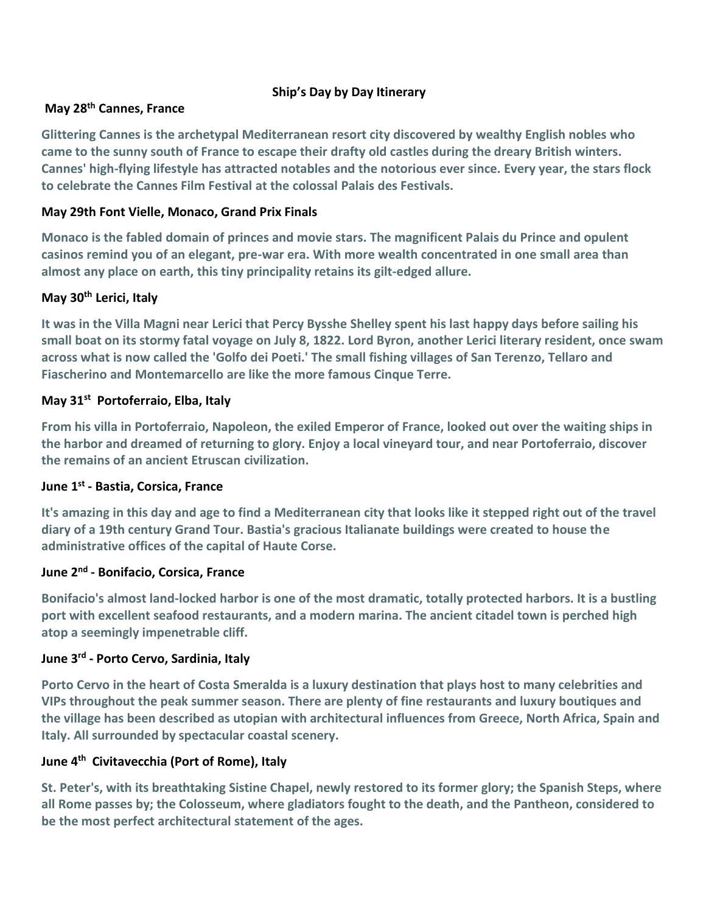**Ship's Day by Day Itinerary**

**May 28th Cannes, France**

**Glittering Cannes is the archetypal Mediterranean resort city discovered by wealthy English nobles who came to the sunny south of France to escape their drafty old castles during the dreary British winters. Cannes' high-flying lifestyle has attracted notables and the notorious ever since. Every year, the stars flock to celebrate the Cannes Film Festival at the colossal Palais des Festivals.**

**May 29th Font Vielle, Monaco, Grand Prix Finals**

**Monaco is the fabled domain of princes and movie stars. The magnificent Palais du Prince and opulent casinos remind you of an elegant, pre-war era. With more wealth concentrated in one small area than almost any place on earth, this tiny principality retains its gilt-edged allure.**

**May 30th Lerici, Italy**

**It was in the Villa Magni near Lerici that Percy Bysshe Shelley spent his last happy days before sailing his small boat on its stormy fatal voyage on July 8, 1822. Lord Byron, another Lerici literary resident, once swam across what is now called the 'Golfo dei Poeti.' The small fishing villages of San Terenzo, Tellaro and Fiascherino and Montemarcello are like the more famous Cinque Terre.**

**May 31st Portoferraio, Elba, Italy**

**From his villa in Portoferraio, Napoleon, the exiled Emperor of France, looked out over the waiting ships in the harbor and dreamed of returning to glory. Enjoy a local vineyard tour, and near Portoferraio, discover the remains of an ancient Etruscan civilization.**

**June 1st - Bastia, Corsica, France**

**It's amazing in this day and age to find a Mediterranean city that looks like it stepped right out of the travel diary of a 19th century Grand Tour. Bastia's gracious Italianate buildings were created to house the administrative offices of the capital of Haute Corse.**

**June 2nd - Bonifacio, Corsica, France**

**Bonifacio's almost land-locked harbor is one of the most dramatic, totally protected harbors. It is a bustling port with excellent seafood restaurants, and a modern marina. The ancient citadel town is perched high atop a seemingly impenetrable cliff.**

**June 3rd - Porto Cervo, Sardinia, Italy**

**Porto Cervo in the heart of Costa Smeralda is a luxury destination that plays host to many celebrities and VIPs throughout the peak summer season. There are plenty of fine restaurants and luxury boutiques and the village has been described as utopian with architectural influences from Greece, North Africa, Spain and Italy. All surrounded by spectacular coastal scenery.**

**June 4th Civitavecchia (Port of Rome), Italy**

**St. Peter's, with its breathtaking Sistine Chapel, newly restored to its former glory; the Spanish Steps, where all Rome passes by; the Colosseum, where gladiators fought to the death, and the Pantheon, considered to be the most perfect architectural statement of the ages.**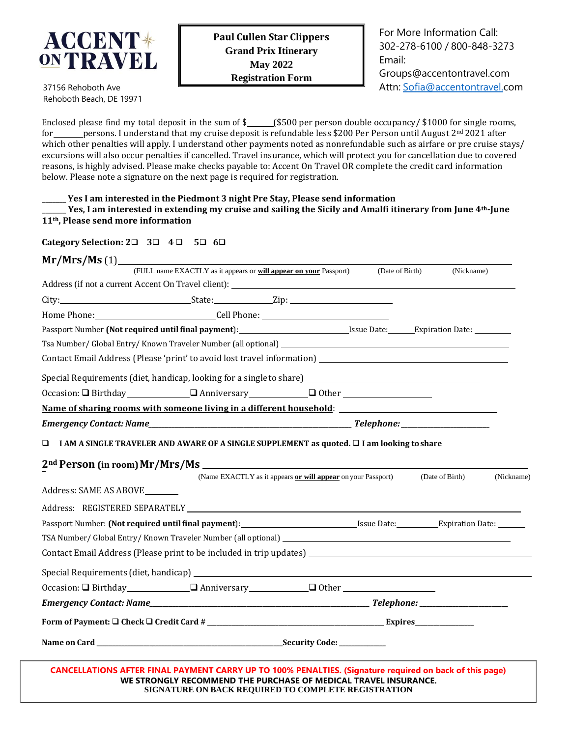**ACCENT ON TRAVEL**

37156 Rehoboth Ave
Rehoboth Beach, DE 19971

**Paul Cullen Star Clippers**
**Grand Prix Itinerary**
**May 2022**
**Registration Form**

For More Information Call:
302-278-6100 / 800-848-3273
Email:
Groups@accentontravel.com
Attn: Sofia@accentontravel.com

Enclosed please find my total deposit in the sum of $______($500 per person double occupancy/ $1000 for single rooms, for_______persons. I understand that my cruise deposit is refundable less $200 Per Person until August 2nd 2021 after which other penalties will apply. I understand other payments noted as nonrefundable such as airfare or pre cruise stays/ excursions will also occur penalties if cancelled. Travel insurance, which will protect you for cancellation due to covered reasons, is highly advised. Please make checks payable to: Accent On Travel OR complete the credit card information below. Please note a signature on the next page is required for registration.

**______ Yes I am interested in the Piedmont 3 night Pre Stay, Please send information**
**______ Yes, I am interested in extending my cruise and sailing the Sicily and Amalfi itinerary from June 4th-June 11th, Please send more information**

**Category Selection:** 2❑ 3❑ 4❑ 5❑ 6❑

**Mr/Mrs/Ms** (1)________________________________________________
(FULL name EXACTLY as it appears or **will appear on your** Passport) (Date of Birth) (Nickname)

Address (if not a current Accent On Travel client): ________________________________

City:______________________State:____________Zip: ____________________

Home Phone:______________________Cell Phone: ______________________

Passport Number **(Not required until final payment)**:____________________Issue Date:______Expiration Date: ________

Tsa Number/ Global Entry/ Known Traveler Number (all optional) ____________________________

Contact Email Address (Please 'print' to avoid lost travel information) ____________________________

Special Requirements (diet, handicap, looking for a single to share) ____________________________

Occasion: ❑ Birthday____________ ❑ Anniversary____________ ❑ Other ________________

**Name of sharing rooms with someone living in a different household**: ____________________________

***Emergency Contact: Name*****________________________________________** ***Telephone:*****____________________**

❑ **I AM A SINGLE TRAVELER AND AWARE OF A SINGLE SUPPLEMENT as quoted. ❑ I am looking to share**

**2nd Person (in room) Mr/Mrs/Ms** ________________________________________________
(Name EXACTLY as it appears **or will appear** on your Passport) (Date of Birth) (Nickname)

Address: SAME AS ABOVE________

Address: REGISTERED SEPARATELY ________________________________________________

Passport Number: **(Not required until final payment)**:____________________Issue Date:__________Expiration Date: _______

TSA Number/ Global Entry/ Known Traveler Number (all optional) ____________________________

Contact Email Address (Please print to be included in trip updates) ____________________________

Special Requirements (diet, handicap) ________________________________________________

Occasion: ❑ Birthday____________ ❑ Anniversary____________ ❑ Other ________________

***Emergency Contact: Name*****________________________________________** ***Telephone:*****____________________**

**Form of Payment: ❑ Check ❑ Credit Card # ________________________________________ Expires______________**

**Name on Card ____________________________________________Security Code: ____________**

**CANCELLATIONS AFTER FINAL PAYMENT CARRY UP TO 100% PENALTIES. (Signature required on back of this page)**
**WE STRONGLY RECOMMEND THE PURCHASE OF MEDICAL TRAVEL INSURANCE.**
**SIGNATURE ON BACK REQUIRED TO COMPLETE REGISTRATION**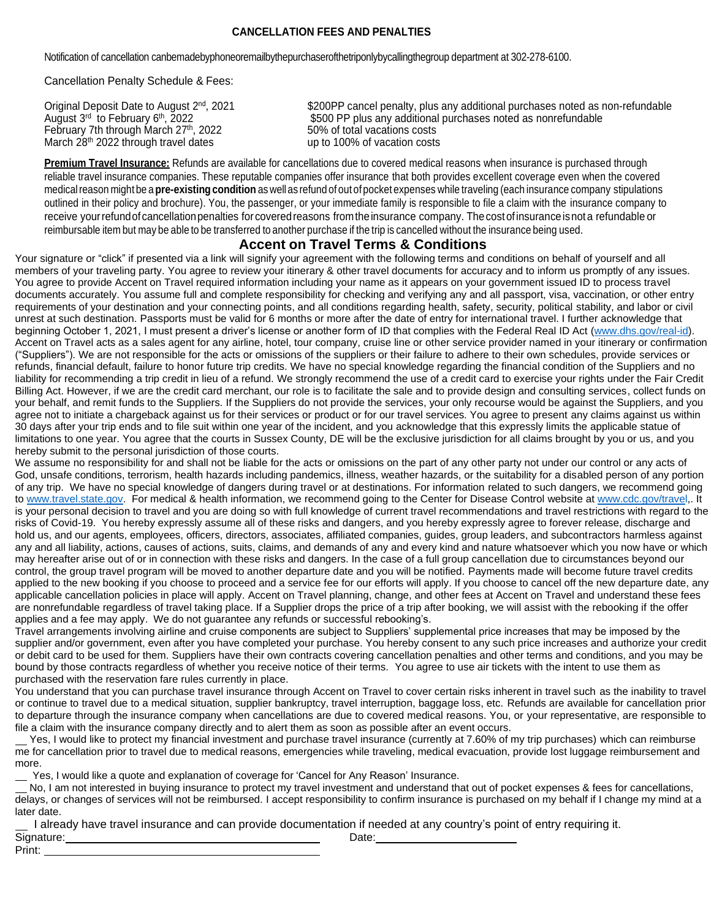## CANCELLATION FEES AND PENALTIES

Notification of cancellation can be made by phone or email by the purchaser of the trip only by calling the group department at 302-278-6100.

Cancellation Penalty Schedule & Fees:

| | |
|---|---|
| Original Deposit Date to August 2nd, 2021 | \$200PP cancel penalty, plus any additional purchases noted as non-refundable |
| August 3rd to February 6th, 2022 | \$500 PP plus any additional purchases noted as nonrefundable |
| February 7th through March 27th, 2022 | 50% of total vacations costs |
| March 28th 2022 through travel dates | up to 100% of vacation costs |

**Premium Travel Insurance:** Refunds are available for cancellations due to covered medical reasons when insurance is purchased through reliable travel insurance companies. These reputable companies offer insurance that both provides excellent coverage even when the covered medical reason might be a **pre-existing condition** as well as refund of out of pocket expenses while traveling (each insurance company stipulations outlined in their policy and brochure). You, the passenger, or your immediate family is responsible to file a claim with the insurance company to receive your refund of cancellation penalties for covered reasons from the insurance company. The cost of insurance is not a refundable or reimbursable item but may be able to be transferred to another purchase if the trip is cancelled without the insurance being used.

## Accent on Travel Terms & Conditions

Your signature or "click" if presented via a link will signify your agreement with the following terms and conditions on behalf of yourself and all members of your traveling party. You agree to review your itinerary & other travel documents for accuracy and to inform us promptly of any issues. You agree to provide Accent on Travel required information including your name as it appears on your government issued ID to process travel documents accurately. You assume full and complete responsibility for checking and verifying any and all passport, visa, vaccination, or other entry requirements of your destination and your connecting points, and all conditions regarding health, safety, security, political stability, and labor or civil unrest at such destination. Passports must be valid for 6 months or more after the date of entry for international travel. I further acknowledge that beginning October 1, 2021, I must present a driver's license or another form of ID that complies with the Federal Real ID Act (www.dhs.gov/real-id). Accent on Travel acts as a sales agent for any airline, hotel, tour company, cruise line or other service provider named in your itinerary or confirmation ("Suppliers"). We are not responsible for the acts or omissions of the suppliers or their failure to adhere to their own schedules, provide services or refunds, financial default, failure to honor future trip credits. We have no special knowledge regarding the financial condition of the Suppliers and no liability for recommending a trip credit in lieu of a refund. We strongly recommend the use of a credit card to exercise your rights under the Fair Credit Billing Act. However, if we are the credit card merchant, our role is to facilitate the sale and to provide design and consulting services, collect funds on your behalf, and remit funds to the Suppliers. If the Suppliers do not provide the services, your only recourse would be against the Suppliers, and you agree not to initiate a chargeback against us for their services or product or for our travel services. You agree to present any claims against us within 30 days after your trip ends and to file suit within one year of the incident, and you acknowledge that this expressly limits the applicable statue of limitations to one year. You agree that the courts in Sussex County, DE will be the exclusive jurisdiction for all claims brought by you or us, and you hereby submit to the personal jurisdiction of those courts.

We assume no responsibility for and shall not be liable for the acts or omissions on the part of any other party not under our control or any acts of God, unsafe conditions, terrorism, health hazards including pandemics, illness, weather hazards, or the suitability for a disabled person of any portion of any trip. We have no special knowledge of dangers during travel or at destinations. For information related to such dangers, we recommend going to www.travel.state.gov. For medical & health information, we recommend going to the Center for Disease Control website at www.cdc.gov/travel,. It is your personal decision to travel and you are doing so with full knowledge of current travel recommendations and travel restrictions with regard to the risks of Covid-19. You hereby expressly assume all of these risks and dangers, and you hereby expressly agree to forever release, discharge and hold us, and our agents, employees, officers, directors, associates, affiliated companies, guides, group leaders, and subcontractors harmless against any and all liability, actions, causes of actions, suits, claims, and demands of any and every kind and nature whatsoever which you now have or which may hereafter arise out of or in connection with these risks and dangers. In the case of a full group cancellation due to circumstances beyond our control, the group travel program will be moved to another departure date and you will be notified. Payments made will become future travel credits applied to the new booking if you choose to proceed and a service fee for our efforts will apply. If you choose to cancel off the new departure date, any applicable cancellation policies in place will apply. Accent on Travel planning, change, and other fees at Accent on Travel and understand these fees are nonrefundable regardless of travel taking place. If a Supplier drops the price of a trip after booking, we will assist with the rebooking if the offer applies and a fee may apply. We do not guarantee any refunds or successful rebooking's.

Travel arrangements involving airline and cruise components are subject to Suppliers' supplemental price increases that may be imposed by the supplier and/or government, even after you have completed your purchase. You hereby consent to any such price increases and authorize your credit or debit card to be used for them. Suppliers have their own contracts covering cancellation penalties and other terms and conditions, and you may be bound by those contracts regardless of whether you receive notice of their terms. You agree to use air tickets with the intent to use them as purchased with the reservation fare rules currently in place.

You understand that you can purchase travel insurance through Accent on Travel to cover certain risks inherent in travel such as the inability to travel or continue to travel due to a medical situation, supplier bankruptcy, travel interruption, baggage loss, etc. Refunds are available for cancellation prior to departure through the insurance company when cancellations are due to covered medical reasons. You, or your representative, are responsible to file a claim with the insurance company directly and to alert them as soon as possible after an event occurs.

__ Yes, I would like to protect my financial investment and purchase travel insurance (currently at 7.60% of my trip purchases) which can reimburse me for cancellation prior to travel due to medical reasons, emergencies while traveling, medical evacuation, provide lost luggage reimbursement and more.

__ Yes, I would like a quote and explanation of coverage for 'Cancel for Any Reason' Insurance.

__ No, I am not interested in buying insurance to protect my travel investment and understand that out of pocket expenses & fees for cancellations, delays, or changes of services will not be reimbursed. I accept responsibility to confirm insurance is purchased on my behalf if I change my mind at a later date.

__ I already have travel insurance and can provide documentation if needed at any country's point of entry requiring it.

Signature:________________________________ Date:____________________

Print: ________________________________